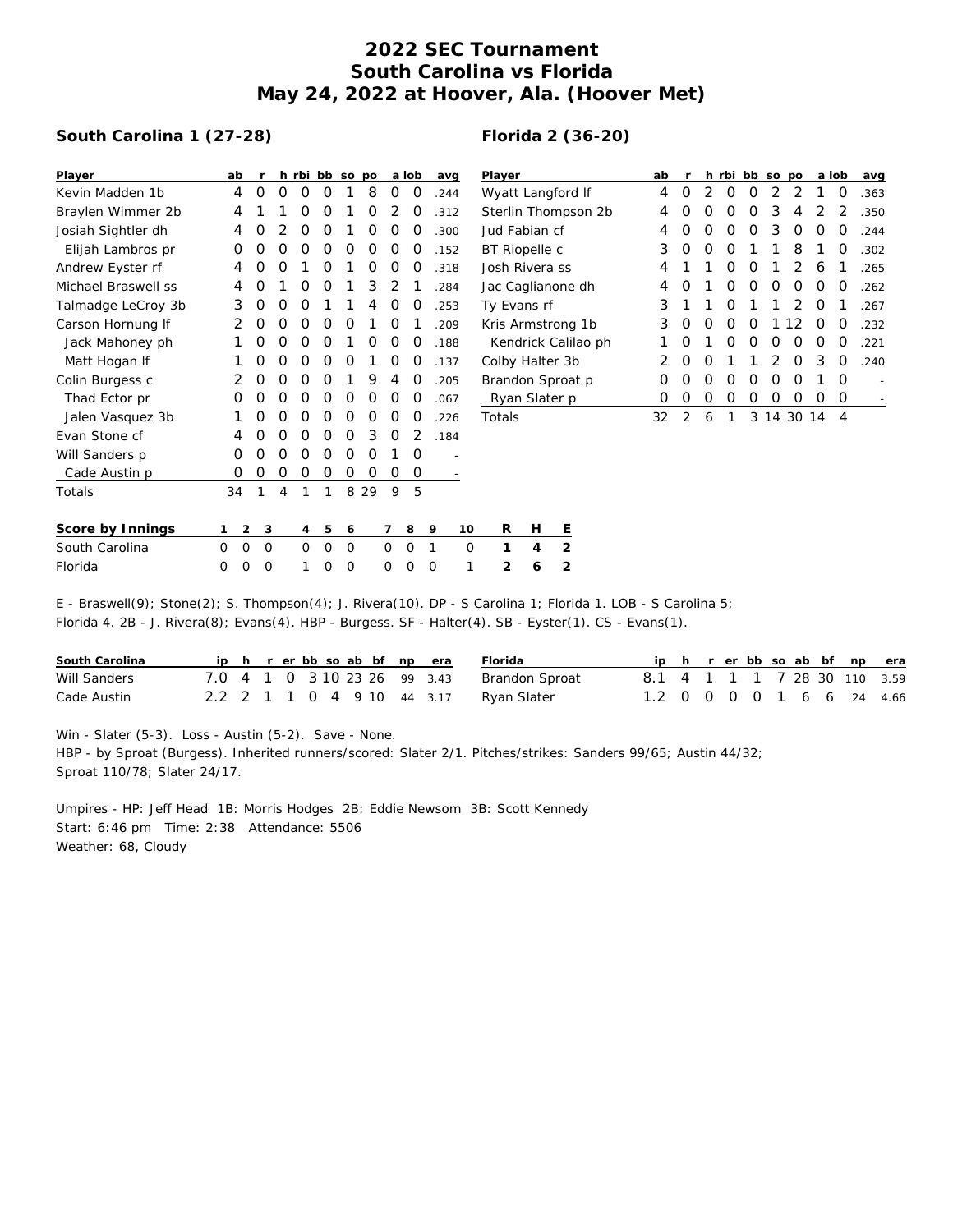# 2022 SEC Tournament
# South Carolina vs Florida
# May 24, 2022 at Hoover, Ala. (Hoover Met)

## South Carolina 1 (27-28)

| Player | ab | r | h | rbi | bb | so | po | a | lob | avg |
|---|---|---|---|---|---|---|---|---|---|---|
| Kevin Madden 1b | 4 | 0 | 0 | 0 | 0 | 1 | 8 | 0 | 0 | .244 |
| Braylen Wimmer 2b | 4 | 1 | 1 | 0 | 0 | 1 | 0 | 2 | 0 | .312 |
| Josiah Sightler dh | 4 | 0 | 2 | 0 | 0 | 1 | 0 | 0 | 0 | .300 |
| Elijah Lambros pr | 0 | 0 | 0 | 0 | 0 | 0 | 0 | 0 | 0 | .152 |
| Andrew Eyster rf | 4 | 0 | 0 | 1 | 0 | 1 | 0 | 0 | 0 | .318 |
| Michael Braswell ss | 4 | 0 | 1 | 0 | 0 | 1 | 3 | 2 | 1 | .284 |
| Talmadge LeCroy 3b | 3 | 0 | 0 | 0 | 1 | 1 | 4 | 0 | 0 | .253 |
| Carson Hornung lf | 2 | 0 | 0 | 0 | 0 | 0 | 1 | 0 | 1 | .209 |
| Jack Mahoney ph | 1 | 0 | 0 | 0 | 0 | 1 | 0 | 0 | 0 | .188 |
| Matt Hogan lf | 1 | 0 | 0 | 0 | 0 | 0 | 1 | 0 | 0 | .137 |
| Colin Burgess c | 2 | 0 | 0 | 0 | 0 | 1 | 9 | 4 | 0 | .205 |
| Thad Ector pr | 0 | 0 | 0 | 0 | 0 | 0 | 0 | 0 | 0 | .067 |
| Jalen Vasquez 3b | 1 | 0 | 0 | 0 | 0 | 0 | 0 | 0 | 0 | .226 |
| Evan Stone cf | 4 | 0 | 0 | 0 | 0 | 0 | 3 | 0 | 2 | .184 |
| Will Sanders p | 0 | 0 | 0 | 0 | 0 | 0 | 0 | 1 | 0 | - |
| Cade Austin p | 0 | 0 | 0 | 0 | 0 | 0 | 0 | 0 | 0 | - |
| Totals | 34 | 1 | 4 | 1 | 1 | 8 | 29 | 9 | 5 | |

## Florida 2 (36-20)

| Player | ab | r | h | rbi | bb | so | po | a | lob | avg |
|---|---|---|---|---|---|---|---|---|---|---|
| Wyatt Langford lf | 4 | 0 | 2 | 0 | 0 | 2 | 2 | 1 | 0 | .363 |
| Sterlin Thompson 2b | 4 | 0 | 0 | 0 | 0 | 3 | 4 | 2 | 2 | .350 |
| Jud Fabian cf | 4 | 0 | 0 | 0 | 0 | 3 | 0 | 0 | 0 | .244 |
| BT Riopelle c | 3 | 0 | 0 | 0 | 1 | 1 | 8 | 1 | 0 | .302 |
| Josh Rivera ss | 4 | 1 | 1 | 0 | 0 | 1 | 2 | 6 | 1 | .265 |
| Jac Caglianone dh | 4 | 0 | 1 | 0 | 0 | 0 | 0 | 0 | 0 | .262 |
| Ty Evans rf | 3 | 1 | 1 | 0 | 1 | 1 | 2 | 0 | 1 | .267 |
| Kris Armstrong 1b | 3 | 0 | 0 | 0 | 0 | 1 | 12 | 0 | 0 | .232 |
| Kendrick Calilao ph | 1 | 0 | 1 | 0 | 0 | 0 | 0 | 0 | 0 | .221 |
| Colby Halter 3b | 2 | 0 | 0 | 1 | 1 | 2 | 0 | 3 | 0 | .240 |
| Brandon Sproat p | 0 | 0 | 0 | 0 | 0 | 0 | 0 | 1 | 0 | - |
| Ryan Slater p | 0 | 0 | 0 | 0 | 0 | 0 | 0 | 0 | 0 | - |
| Totals | 32 | 2 | 6 | 1 | 3 | 14 | 30 | 14 | 4 | |

| Score by Innings | 1 | 2 | 3 | 4 | 5 | 6 | 7 | 8 | 9 | 10 | R | H | E |
|---|---|---|---|---|---|---|---|---|---|---|---|---|---|
| South Carolina | 0 | 0 | 0 | 0 | 0 | 0 | 0 | 0 | 1 | 0 | 1 | 4 | 2 |
| Florida | 0 | 0 | 0 | 1 | 0 | 0 | 0 | 0 | 0 | 1 | 2 | 6 | 2 |

E - Braswell(9); Stone(2); S. Thompson(4); J. Rivera(10). DP - S Carolina 1; Florida 1. LOB - S Carolina 5; Florida 4. 2B - J. Rivera(8); Evans(4). HBP - Burgess. SF - Halter(4). SB - Eyster(1). CS - Evans(1).

| South Carolina | ip | h | r | er | bb | so | ab | bf | np | era |
|---|---|---|---|---|---|---|---|---|---|---|
| Will Sanders | 7.0 | 4 | 1 | 0 | 3 | 10 | 23 | 26 | 99 | 3.43 |
| Cade Austin | 2.2 | 2 | 1 | 1 | 0 | 4 | 9 | 10 | 44 | 3.17 |

| Florida | ip | h | r | er | bb | so | ab | bf | np | era |
|---|---|---|---|---|---|---|---|---|---|---|
| Brandon Sproat | 8.1 | 4 | 1 | 1 | 1 | 7 | 28 | 30 | 110 | 3.59 |
| Ryan Slater | 1.2 | 0 | 0 | 0 | 0 | 1 | 6 | 6 | 24 | 4.66 |

Win - Slater (5-3). Loss - Austin (5-2). Save - None.
HBP - by Sproat (Burgess). Inherited runners/scored: Slater 2/1. Pitches/strikes: Sanders 99/65; Austin 44/32; Sproat 110/78; Slater 24/17.

Umpires - HP: Jeff Head 1B: Morris Hodges 2B: Eddie Newsom 3B: Scott Kennedy
Start: 6:46 pm Time: 2:38 Attendance: 5506
Weather: 68, Cloudy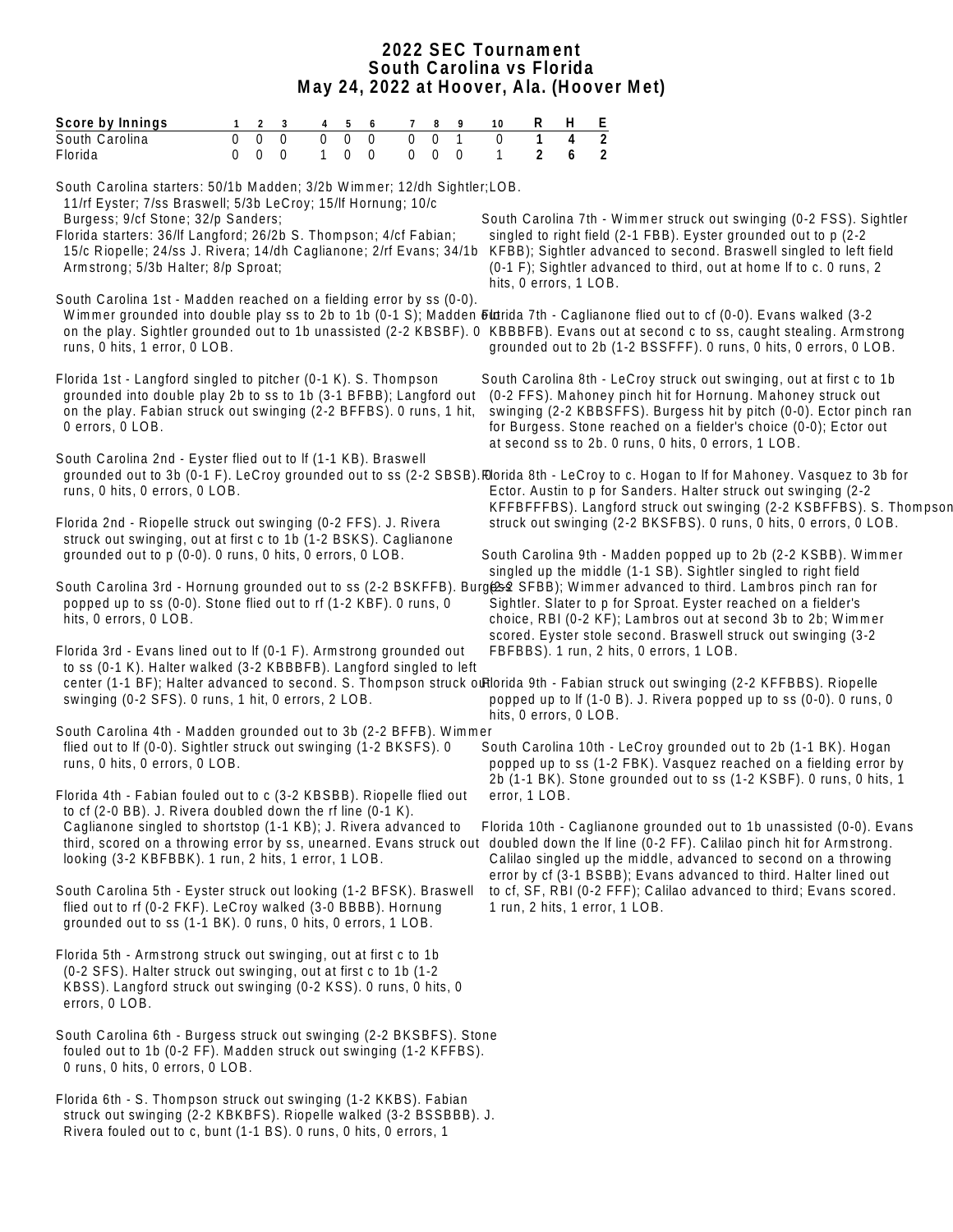# 2022 SEC Tournament
## South Carolina vs Florida
### May 24, 2022 at Hoover, Ala. (Hoover Met)

| Score by Innings | 1 | 2 | 3 | 4 | 5 | 6 | 7 | 8 | 9 | 10 | R | H | E |
|---|---|---|---|---|---|---|---|---|---|---|---|---|---|
| South Carolina | 0 | 0 | 0 | 0 | 0 | 0 | 0 | 0 | 1 | 0 | 1 | 4 | 2 |
| Florida | 0 | 0 | 0 | 1 | 0 | 0 | 0 | 0 | 0 | 1 | 2 | 6 | 2 |

South Carolina starters: 50/1b Madden; 3/2b Wimmer; 12/dh Sightler;LOB. 11/rf Eyster; 7/ss Braswell; 5/3b LeCroy; 15/lf Hornung; 10/c Burgess; 9/cf Stone; 32/p Sanders;

Florida starters: 36/lf Langford; 26/2b S. Thompson; 4/cf Fabian; 15/c Riopelle; 24/ss J. Rivera; 14/dh Caglianone; 2/rf Evans; 34/1b Armstrong; 5/3b Halter; 8/p Sproat;

South Carolina 1st - Madden reached on a fielding error by ss (0-0). Wimmer grounded into double play ss to 2b to 1b (0-1 S); Madden out on the play. Sightler grounded out to 1b unassisted (2-2 KBSBF). 0 runs, 0 hits, 1 error, 0 LOB.

Florida 1st - Langford singled to pitcher (0-1 K). S. Thompson grounded into double play 2b to ss to 1b (3-1 BFBB); Langford out on the play. Fabian struck out swinging (2-2 BFFBS). 0 runs, 1 hit, 0 errors, 0 LOB.

South Carolina 2nd - Eyster flied out to lf (1-1 KB). Braswell grounded out to 3b (0-1 F). LeCroy grounded out to ss (2-2 SBSB). 0 runs, 0 hits, 0 errors, 0 LOB.

Florida 2nd - Riopelle struck out swinging (0-2 FFS). J. Rivera struck out swinging, out at first c to 1b (1-2 BSKS). Caglianone grounded out to p (0-0). 0 runs, 0 hits, 0 errors, 0 LOB.

South Carolina 3rd - Hornung grounded out to ss (2-2 BSKFFB). Burgess popped up to ss (0-0). Stone flied out to rf (1-2 KBF). 0 runs, 0 hits, 0 errors, 0 LOB.

Florida 3rd - Evans lined out to lf (0-1 F). Armstrong grounded out to ss (0-1 K). Halter walked (3-2 KBBBFB). Langford singled to left center (1-1 BF); Halter advanced to second. S. Thompson struck out swinging (0-2 SFS). 0 runs, 1 hit, 0 errors, 2 LOB.

South Carolina 4th - Madden grounded out to 3b (2-2 BFFB). Wimmer flied out to lf (0-0). Sightler struck out swinging (1-2 BKSFS). 0 runs, 0 hits, 0 errors, 0 LOB.

Florida 4th - Fabian fouled out to c (3-2 KBSBB). Riopelle flied out to cf (2-0 BB). J. Rivera doubled down the rf line (0-1 K). Caglianone singled to shortstop (1-1 KB); J. Rivera advanced to third, scored on a throwing error by ss, unearned. Evans struck out looking (3-2 KBFBBK). 1 run, 2 hits, 1 error, 1 LOB.

South Carolina 5th - Eyster struck out looking (1-2 BFSK). Braswell flied out to rf (0-2 FKF). LeCroy walked (3-0 BBBB). Hornung grounded out to ss (1-1 BK). 0 runs, 0 hits, 0 errors, 1 LOB.

Florida 5th - Armstrong struck out swinging, out at first c to 1b (0-2 SFS). Halter struck out swinging, out at first c to 1b (1-2 KBSS). Langford struck out swinging (0-2 KSS). 0 runs, 0 hits, 0 errors, 0 LOB.

South Carolina 6th - Burgess struck out swinging (2-2 BKSBFS). Stone fouled out to 1b (0-2 FF). Madden struck out swinging (1-2 KFFBS). 0 runs, 0 hits, 0 errors, 0 LOB.

Florida 6th - S. Thompson struck out swinging (1-2 KKBS). Fabian struck out swinging (2-2 KBKBFS). Riopelle walked (3-2 BSSBBB). J. Rivera fouled out to c, bunt (1-1 BS). 0 runs, 0 hits, 0 errors, 1 LOB.

South Carolina 7th - Wimmer struck out swinging (0-2 FSS). Sightler singled to right field (2-1 FBB). Eyster grounded out to p (2-2 KFBB); Sightler advanced to second. Braswell singled to left field (0-1 F); Sightler advanced to third, out at home lf to c. 0 runs, 2 hits, 0 errors, 1 LOB.

Florida 7th - Caglianone flied out to cf (0-0). Evans walked (3-2 KBBBFB). Evans out at second c to ss, caught stealing. Armstrong grounded out to 2b (1-2 BSSFFF). 0 runs, 0 hits, 0 errors, 0 LOB.

South Carolina 8th - LeCroy struck out swinging, out at first c to 1b (0-2 FFS). Mahoney pinch hit for Hornung. Mahoney struck out swinging (2-2 KBBSFFS). Burgess hit by pitch (0-0). Ector pinch ran for Burgess. Stone reached on a fielder's choice (0-0); Ector out at second ss to 2b. 0 runs, 0 hits, 0 errors, 1 LOB.

Florida 8th - LeCroy to c. Hogan to lf for Mahoney. Vasquez to 3b for Ector. Austin to p for Sanders. Halter struck out swinging (2-2 KFFBFFFBS). Langford struck out swinging (2-2 KSBFFBS). S. Thompson struck out swinging (2-2 BKSFBS). 0 runs, 0 hits, 0 errors, 0 LOB.

South Carolina 9th - Madden popped up to 2b (2-2 KSBB). Wimmer singled up the middle (1-1 SB). Sightler singled to right field (2-2 SFBB); Wimmer advanced to third. Lambros pinch ran for Sightler. Slater to p for Sproat. Eyster reached on a fielder's choice, RBI (0-2 KF); Lambros out at second 3b to 2b; Wimmer scored. Eyster stole second. Braswell struck out swinging (3-2 FBFBBS). 1 run, 2 hits, 0 errors, 1 LOB.

Florida 9th - Fabian struck out swinging (2-2 KFFBBS). Riopelle popped up to lf (1-0 B). J. Rivera popped up to ss (0-0). 0 runs, 0 hits, 0 errors, 0 LOB.

South Carolina 10th - LeCroy grounded out to 2b (1-1 BK). Hogan popped up to ss (1-2 FBK). Vasquez reached on a fielding error by 2b (1-1 BK). Stone grounded out to ss (1-2 KSBF). 0 runs, 0 hits, 1 error, 1 LOB.

Florida 10th - Caglianone grounded out to 1b unassisted (0-0). Evans doubled down the lf line (0-2 FF). Calilao pinch hit for Armstrong. Calilao singled up the middle, advanced to second on a throwing error by cf (3-1 BSBB); Evans advanced to third. Halter lined out to cf, SF, RBI (0-2 FFF); Calilao advanced to third; Evans scored. 1 run, 2 hits, 1 error, 1 LOB.